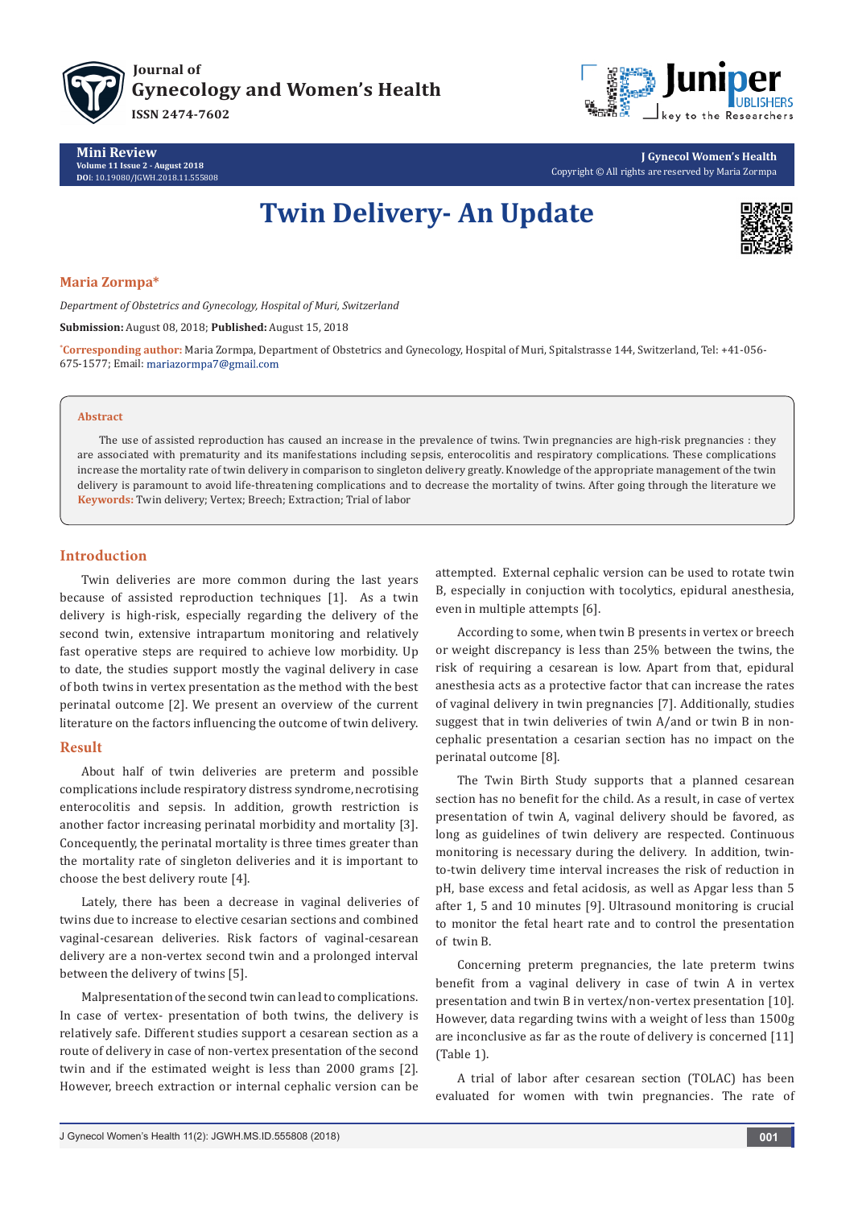# Twin Delivery- An Update

**Maria Zormpa***

*Department of Obstetrics and Gynecology, Hospital of Muri, Switzerland*

**Submission:** August 08, 2018; **Published:** August 15, 2018

***Corresponding author:** Maria Zormpa, Department of Obstetrics and Gynecology, Hospital of Muri, Spitalstrasse 144, Switzerland, Tel: +41-056-675-1577; Email: mariazormpa7@gmail.com

**Abstract**

The use of assisted reproduction has caused an increase in the prevalence of twins. Twin pregnancies are high-risk pregnancies : they are associated with prematurity and its manifestations including sepsis, enterocolitis and respiratory complications. These complications increase the mortality rate of twin delivery in comparison to singleton delivery greatly. Knowledge of the appropriate management of the twin delivery is paramount to avoid life-threatening complications and to decrease the mortality of twins. After going through the literature we

**Keywords:** Twin delivery; Vertex; Breech; Extraction; Trial of labor

## Introduction

Twin deliveries are more common during the last years because of assisted reproduction techniques [1]. As a twin delivery is high-risk, especially regarding the delivery of the second twin, extensive intrapartum monitoring and relatively fast operative steps are required to achieve low morbidity. Up to date, the studies support mostly the vaginal delivery in case of both twins in vertex presentation as the method with the best perinatal outcome [2]. We present an overview of the current literature on the factors influencing the outcome of twin delivery.

## Result

About half of twin deliveries are preterm and possible complications include respiratory distress syndrome, necrotising enterocolitis and sepsis. In addition, growth restriction is another factor increasing perinatal morbidity and mortality [3]. Concequently, the perinatal mortality is three times greater than the mortality rate of singleton deliveries and it is important to choose the best delivery route [4].

Lately, there has been a decrease in vaginal deliveries of twins due to increase to elective cesarian sections and combined vaginal-cesarean deliveries. Risk factors of vaginal-cesarean delivery are a non-vertex second twin and a prolonged interval between the delivery of twins [5].

Malpresentation of the second twin can lead to complications. In case of vertex- presentation of both twins, the delivery is relatively safe. Different studies support a cesarean section as a route of delivery in case of non-vertex presentation of the second twin and if the estimated weight is less than 2000 grams [2]. However, breech extraction or internal cephalic version can be attempted. External cephalic version can be used to rotate twin B, especially in conjuction with tocolytics, epidural anesthesia, even in multiple attempts [6].

According to some, when twin B presents in vertex or breech or weight discrepancy is less than 25% between the twins, the risk of requiring a cesarean is low. Apart from that, epidural anesthesia acts as a protective factor that can increase the rates of vaginal delivery in twin pregnancies [7]. Additionally, studies suggest that in twin deliveries of twin A/and or twin B in non-cephalic presentation a cesarian section has no impact on the perinatal outcome [8].

The Twin Birth Study supports that a planned cesarean section has no benefit for the child. As a result, in case of vertex presentation of twin A, vaginal delivery should be favored, as long as guidelines of twin delivery are respected. Continuous monitoring is necessary during the delivery. In addition, twin-to-twin delivery time interval increases the risk of reduction in pH, base excess and fetal acidosis, as well as Apgar less than 5 after 1, 5 and 10 minutes [9]. Ultrasound monitoring is crucial to monitor the fetal heart rate and to control the presentation of twin B.

Concerning preterm pregnancies, the late preterm twins benefit from a vaginal delivery in case of twin A in vertex presentation and twin B in vertex/non-vertex presentation [10]. However, data regarding twins with a weight of less than 1500g are inconclusive as far as the route of delivery is concerned [11] (Table 1).

A trial of labor after cesarean section (TOLAC) has been evaluated for women with twin pregnancies. The rate of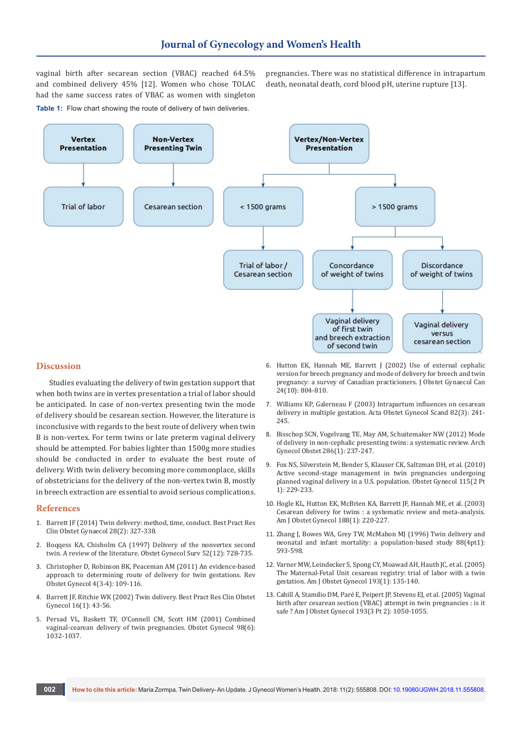vaginal birth after secarean section (VBAC) reached 64.5% and combined delivery 45% [12]. Women who chose TOLAC had the same success rates of VBAC as women with singleton pregnancies. There was no statistical difference in intrapartum death, neonatal death, cord blood pH, uterine rupture [13].

**Table 1:** Flow chart showing the route of delivery of twin deliveries.

- Vertex Presentation → Trial of labor
- Non-Vertex Presenting Twin → Cesarean section
- Vertex/Non-Vertex Presentation
  - < 1500 grams → Trial of labor / Cesarean section
  - > 1500 grams
    - Concordance of weight of twins → Vaginal delivery of first twin and breech extraction of second twin
    - Discordance of weight of twins → Vaginal delivery versus cesarean section

## Discussion

Studies evaluating the delivery of twin gestation support that when both twins are in vertex presentation a trial of labor should be anticipated. In case of non-vertex presenting twin the mode of delivery should be cesarean section. However, the literature is inconclusive with regards to the best route of delivery when twin B is non-vertex. For term twins or late preterm vaginal delivery should be attempted. For babies lighter than 1500g more studies should be conducted in order to evaluate the best route of delivery. With twin delivery becoming more commonplace, skills of obstetricians for the delivery of the non-vertex twin B, mostly in breech extraction are essential to avoid serious complications.

## References

1. Barrett JF (2014) Twin delivery: method, time, conduct. Best Pract Res Clin Obstet Gynaecol 28(2): 327-338.
2. Boqgess KA, Chisholm CA (1997) Delivery of the nonvertex second twin. A review of the literature. Obstet Gynecol Surv 52(12): 728-735.
3. Christopher D, Robinson BK, Peaceman AM (2011) An evidence-based approach to determining route of delivery for twin gestations. Rev Obstet Gynecol 4(3-4): 109-116.
4. Barrett JF, Ritchie WK (2002) Twin delivery. Best Pract Res Clin Obstet Gynecol 16(1): 43-56.
5. Persad VL, Baskett TF, O'Connell CM, Scott HM (2001) Combined vaginal-cearean delivery of twin pregnancies. Obstet Gynecol 98(6): 1032-1037.
6. Hutton EK, Hannah ME, Barrett J (2002) Use of external cephalic version for breech pregnancy and mode of delivery for breech and twin pregnancy: a survey of Canadian practicioners. J Obstet Gynaecol Can 24(10): 804-810.
7. Williams KP, Galerneau F (2003) Intrapartum influences on cesarean delivery in multiple gestation. Acta Obstet Gynecol Scand 82(3): 241-245.
8. Bisschop SCN, Vogelvang TE, May AM, Schuitemaker NW (2012) Mode of delivery in non-cephalic presenting twins: a systematic review. Arch Gynecol Obstet 286(1): 237-247.
9. Fox NS, Silverstein M, Bender S, Klauser CK, Saltzman DH, et al. (2010) Active second-stage management in twin pregnancies undergoing planned vaginal delivery in a U.S. population. Obstet Gynecol 115(2 Pt 1): 229-233.
10. Hogle KL, Hutton EK, McBrien KA, Barrett JF, Hannah ME, et al. (2003) Cesarean delivery for twins : a systematic review and meta-analysis. Am J Obstet Gynecol 188(1): 220-227.
11. Zhang J, Bowes WA, Grey TW, McMahon MJ (1996) Twin delivery and neonatal and infant mortality: a population-based study 88(4pt1): 593-598.
12. Varner MW, Leindecker S, Spong CY, Moawad AH, Hauth JC, et al. (2005) The Maternal-Fetal Unit cesarean registry: trial of labor with a twin gestation. Am J Obstet Gynecol 193(1): 135-140.
13. Cahill A, Stamilio DM, Paré E, Peipert JP, Stevens EJ, et al. (2005) Vaginal birth after cesarean section (VBAC) attempt in twin pregnancies : is it safe ? Am J Obstet Gynecol 193(3 Pt 2): 1050-1055.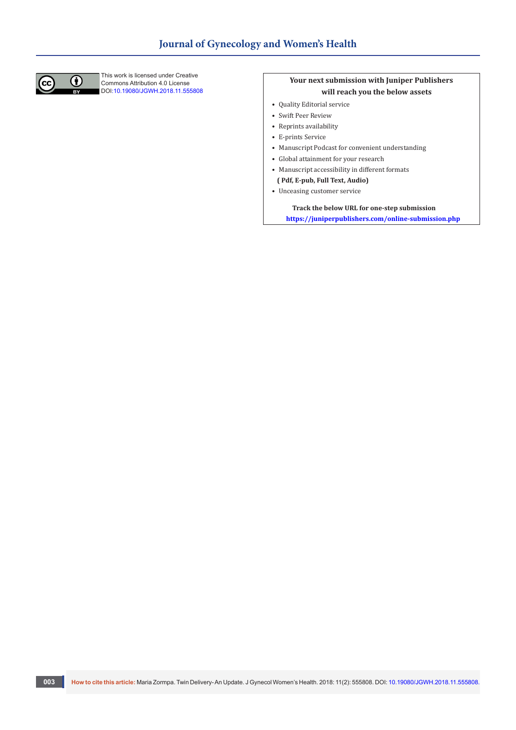This work is licensed under Creative Commons Attribution 4.0 License
DOI:10.19080/JGWH.2018.11.555808

**Your next submission with Juniper Publishers will reach you the below assets**

- Quality Editorial service
- Swift Peer Review
- Reprints availability
- E-prints Service
- Manuscript Podcast for convenient understanding
- Global attainment for your research
- Manuscript accessibility in different formats

**( Pdf, E-pub, Full Text, Audio)**

- Unceasing customer service

**Track the below URL for one-step submission**
**https://juniperpublishers.com/online-submission.php**

**How to cite this article:** Maria Zormpa. Twin Delivery- An Update. J Gynecol Women's Health. 2018: 11(2): 555808. DOI: 10.19080/JGWH.2018.11.555808.